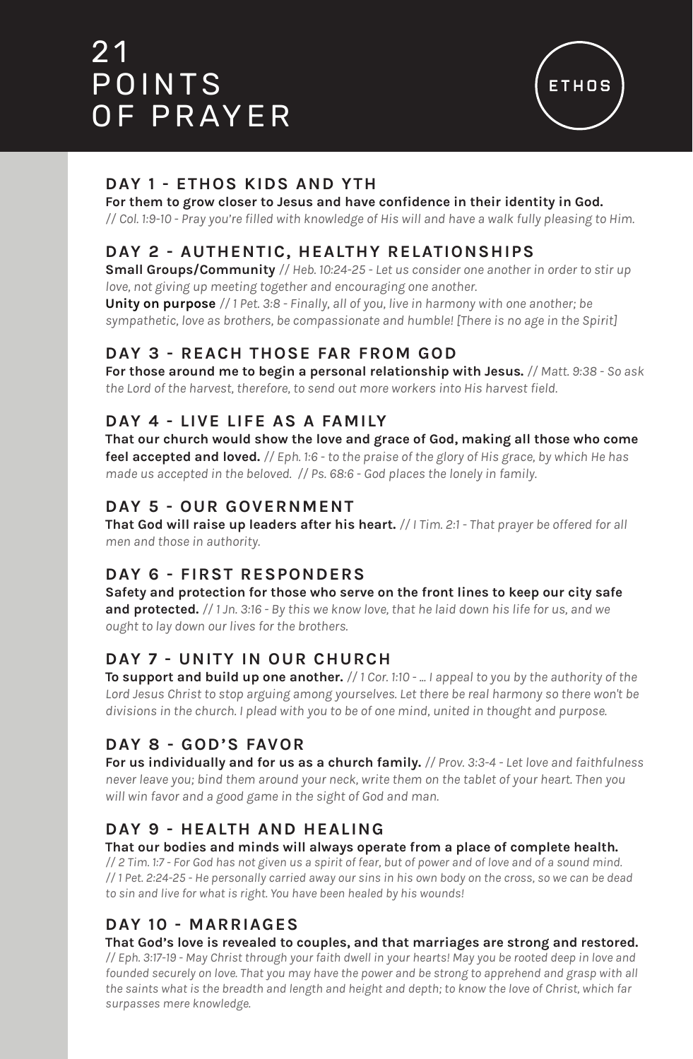# 21 POINTS OF PRAYER

ETHOS

## DAY 1 - ETHOS KIDS AND YTH

**For them to grow closer to Jesus and have confidence in their identity in God.**
// *Col. 1:9-10 - Pray you're filled with knowledge of His will and have a walk fully pleasing to Him.*

## DAY 2 - AUTHENTIC, HEALTHY RELATIONSHIPS

**Small Groups/Community** // *Heb. 10:24-25 - Let us consider one another in order to stir up love, not giving up meeting together and encouraging one another.*
**Unity on purpose** // *1 Pet. 3:8 - Finally, all of you, live in harmony with one another; be sympathetic, love as brothers, be compassionate and humble! [There is no age in the Spirit]*

## DAY 3 - REACH THOSE FAR FROM GOD

**For those around me to begin a personal relationship with Jesus.** // *Matt. 9:38 - So ask the Lord of the harvest, therefore, to send out more workers into His harvest field.*

## DAY 4 - LIVE LIFE AS A FAMILY

**That our church would show the love and grace of God, making all those who come feel accepted and loved.** // *Eph. 1:6 - to the praise of the glory of His grace, by which He has made us accepted in the beloved.* // *Ps. 68:6 - God places the lonely in family.*

## DAY 5 - OUR GOVERNMENT

**That God will raise up leaders after his heart.** // *I Tim. 2:1 - That prayer be offered for all men and those in authority.*

## DAY 6 - FIRST RESPONDERS

**Safety and protection for those who serve on the front lines to keep our city safe and protected.** // *1 Jn. 3:16 - By this we know love, that he laid down his life for us, and we ought to lay down our lives for the brothers.*

## DAY 7 - UNITY IN OUR CHURCH

**To support and build up one another.** // *1 Cor. 1:10 - ... I appeal to you by the authority of the Lord Jesus Christ to stop arguing among yourselves. Let there be real harmony so there won't be divisions in the church. I plead with you to be of one mind, united in thought and purpose.*

## DAY 8 - GOD'S FAVOR

**For us individually and for us as a church family.** // *Prov. 3:3-4 - Let love and faithfulness never leave you; bind them around your neck, write them on the tablet of your heart. Then you will win favor and a good game in the sight of God and man.*

## DAY 9 - HEALTH AND HEALING

**That our bodies and minds will always operate from a place of complete health.**
// *2 Tim. 1:7 - For God has not given us a spirit of fear, but of power and of love and of a sound mind.*
// *1 Pet. 2:24-25 - He personally carried away our sins in his own body on the cross, so we can be dead to sin and live for what is right. You have been healed by his wounds!*

## DAY 10 - MARRIAGES

**That God's love is revealed to couples, and that marriages are strong and restored.**
// *Eph. 3:17-19 - May Christ through your faith dwell in your hearts! May you be rooted deep in love and founded securely on love. That you may have the power and be strong to apprehend and grasp with all the saints what is the breadth and length and height and depth; to know the love of Christ, which far surpasses mere knowledge.*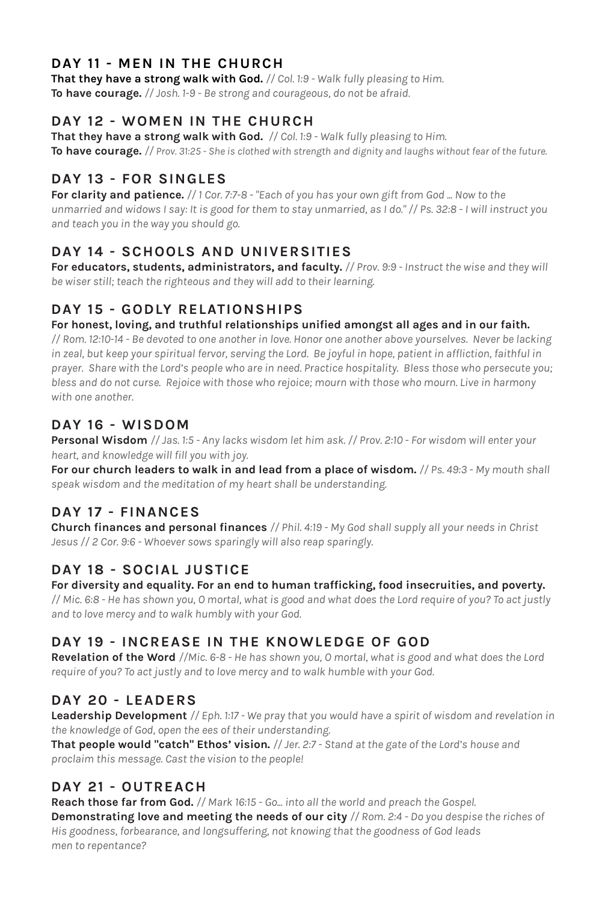## DAY 11 - MEN IN THE CHURCH

**That they have a strong walk with God.** *// Col. 1:9 - Walk fully pleasing to Him.*
**To have courage.** *// Josh. 1-9 - Be strong and courageous, do not be afraid.*

## DAY 12 - WOMEN IN THE CHURCH

**That they have a strong walk with God.** *// Col. 1:9 - Walk fully pleasing to Him.*
**To have courage.** *// Prov. 31:25 - She is clothed with strength and dignity and laughs without fear of the future.*

## DAY 13 - FOR SINGLES

**For clarity and patience.** *// 1 Cor. 7:7-8 - "Each of you has your own gift from God ... Now to the unmarried and widows I say: It is good for them to stay unmarried, as I do." // Ps. 32:8 - I will instruct you and teach you in the way you should go.*

## DAY 14 - SCHOOLS AND UNIVERSITIES

**For educators, students, administrators, and faculty.** *// Prov. 9:9 - Instruct the wise and they will be wiser still; teach the righteous and they will add to their learning.*

## DAY 15 - GODLY RELATIONSHIPS

**For honest, loving, and truthful relationships unified amongst all ages and in our faith.**
*// Rom. 12:10-14 - Be devoted to one another in love. Honor one another above yourselves. Never be lacking in zeal, but keep your spiritual fervor, serving the Lord. Be joyful in hope, patient in affliction, faithful in prayer. Share with the Lord's people who are in need. Practice hospitality. Bless those who persecute you; bless and do not curse. Rejoice with those who rejoice; mourn with those who mourn. Live in harmony with one another.*

## DAY 16 - WISDOM

**Personal Wisdom** *// Jas. 1:5 - Any lacks wisdom let him ask. // Prov. 2:10 - For wisdom will enter your heart, and knowledge will fill you with joy.*
**For our church leaders to walk in and lead from a place of wisdom.** *// Ps. 49:3 - My mouth shall speak wisdom and the meditation of my heart shall be understanding.*

## DAY 17 - FINANCES

**Church finances and personal finances** *// Phil. 4:19 - My God shall supply all your needs in Christ Jesus // 2 Cor. 9:6 - Whoever sows sparingly will also reap sparingly.*

## DAY 18 - SOCIAL JUSTICE

**For diversity and equality. For an end to human trafficking, food insecruities, and poverty.**
*// Mic. 6:8 - He has shown you, O mortal, what is good and what does the Lord require of you? To act justly and to love mercy and to walk humbly with your God.*

## DAY 19 - INCREASE IN THE KNOWLEDGE OF GOD

**Revelation of the Word** *//Mic. 6-8 - He has shown you, O mortal, what is good and what does the Lord require of you? To act justly and to love mercy and to walk humble with your God.*

## DAY 20 - LEADERS

**Leadership Development** *// Eph. 1:17 - We pray that you would have a spirit of wisdom and revelation in the knowledge of God, open the ees of their understanding.*
**That people would "catch" Ethos' vision.** *// Jer. 2:7 - Stand at the gate of the Lord's house and proclaim this message. Cast the vision to the people!*

## DAY 21 - OUTREACH

**Reach those far from God.** *// Mark 16:15 - Go... into all the world and preach the Gospel.*
**Demonstrating love and meeting the needs of our city** *// Rom. 2:4 - Do you despise the riches of His goodness, forbearance, and longsuffering, not knowing that the goodness of God leads men to repentance?*